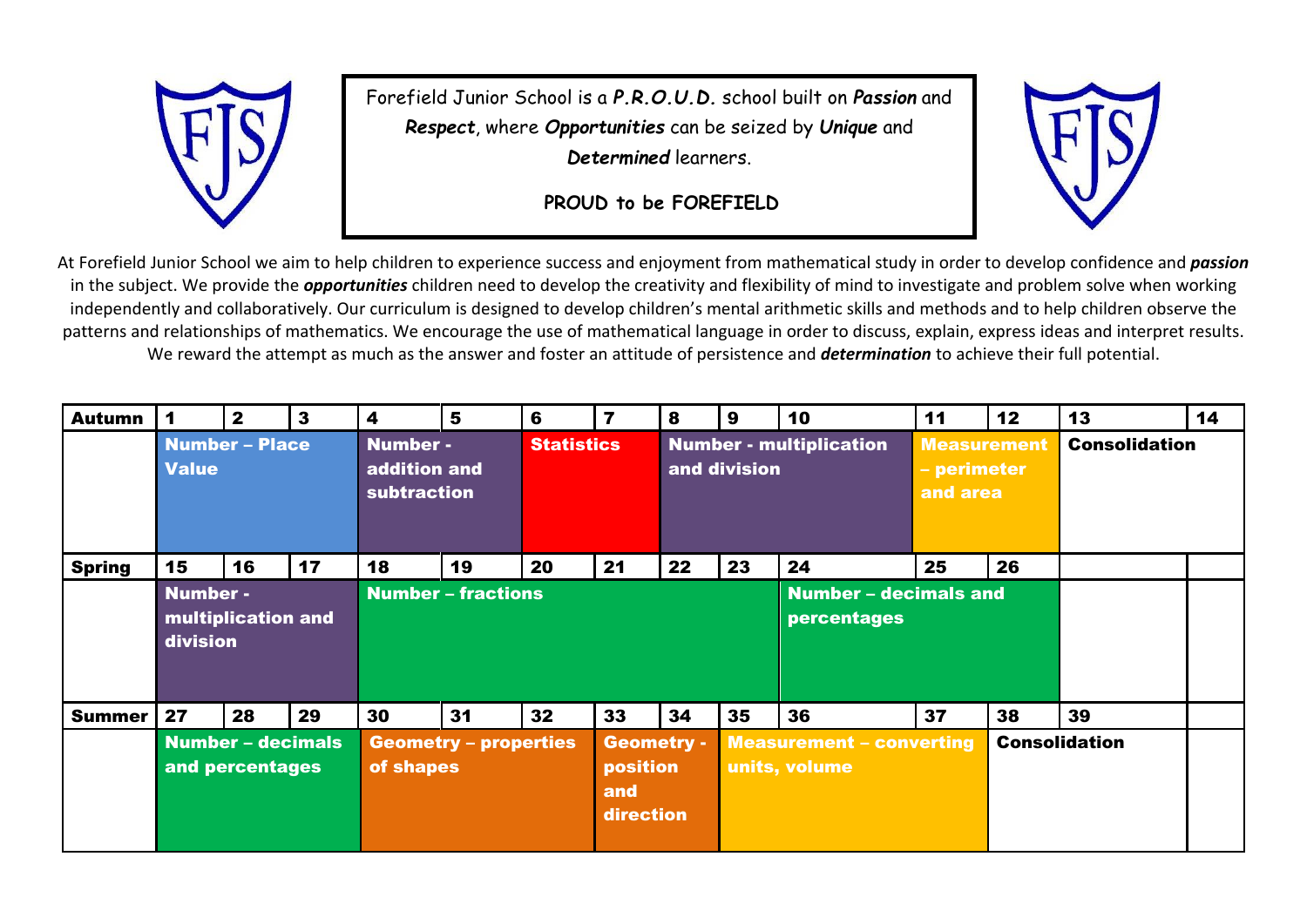Forefield Junior School is a ***P.R.O.U.D.*** school built on ***Passion*** and ***Respect***, where ***Opportunities*** can be seized by ***Unique*** and ***Determined*** learners.

**PROUD to be FOREFIELD**

At Forefield Junior School we aim to help children to experience success and enjoyment from mathematical study in order to develop confidence and ***passion*** in the subject. We provide the ***opportunities*** children need to develop the creativity and flexibility of mind to investigate and problem solve when working independently and collaboratively. Our curriculum is designed to develop children's mental arithmetic skills and methods and to help children observe the patterns and relationships of mathematics. We encourage the use of mathematical language in order to discuss, explain, express ideas and interpret results. We reward the attempt as much as the answer and foster an attitude of persistence and ***determination*** to achieve their full potential.

| **Autumn** | **1** | **2** | **3** | **4** | **5** | **6** | **7** | **8** | **9** | **10** | **11** | **12** | **13** | **14** |
|---|---|---|---|---|---|---|---|---|---|---|---|---|---|---|
| | **Number – Place Value** | | | **Number - addition and subtraction** | | **Statistics** | | **Number - multiplication and division** | | | **Measurement – perimeter and area** | | **Consolidation** | |
| **Spring** | **15** | **16** | **17** | **18** | **19** | **20** | **21** | **22** | **23** | **24** | **25** | **26** | | |
| | **Number - multiplication and division** | | | **Number – fractions** | | | | | | **Number – decimals and percentages** | | | | |
| **Summer** | **27** | **28** | **29** | **30** | **31** | **32** | **33** | **34** | **35** | **36** | **37** | **38** | **39** | |
| | **Number – decimals and percentages** | | | **Geometry – properties of shapes** | | | **Geometry - position and direction** | | **Measurement – converting units, volume** | | | **Consolidation** | | |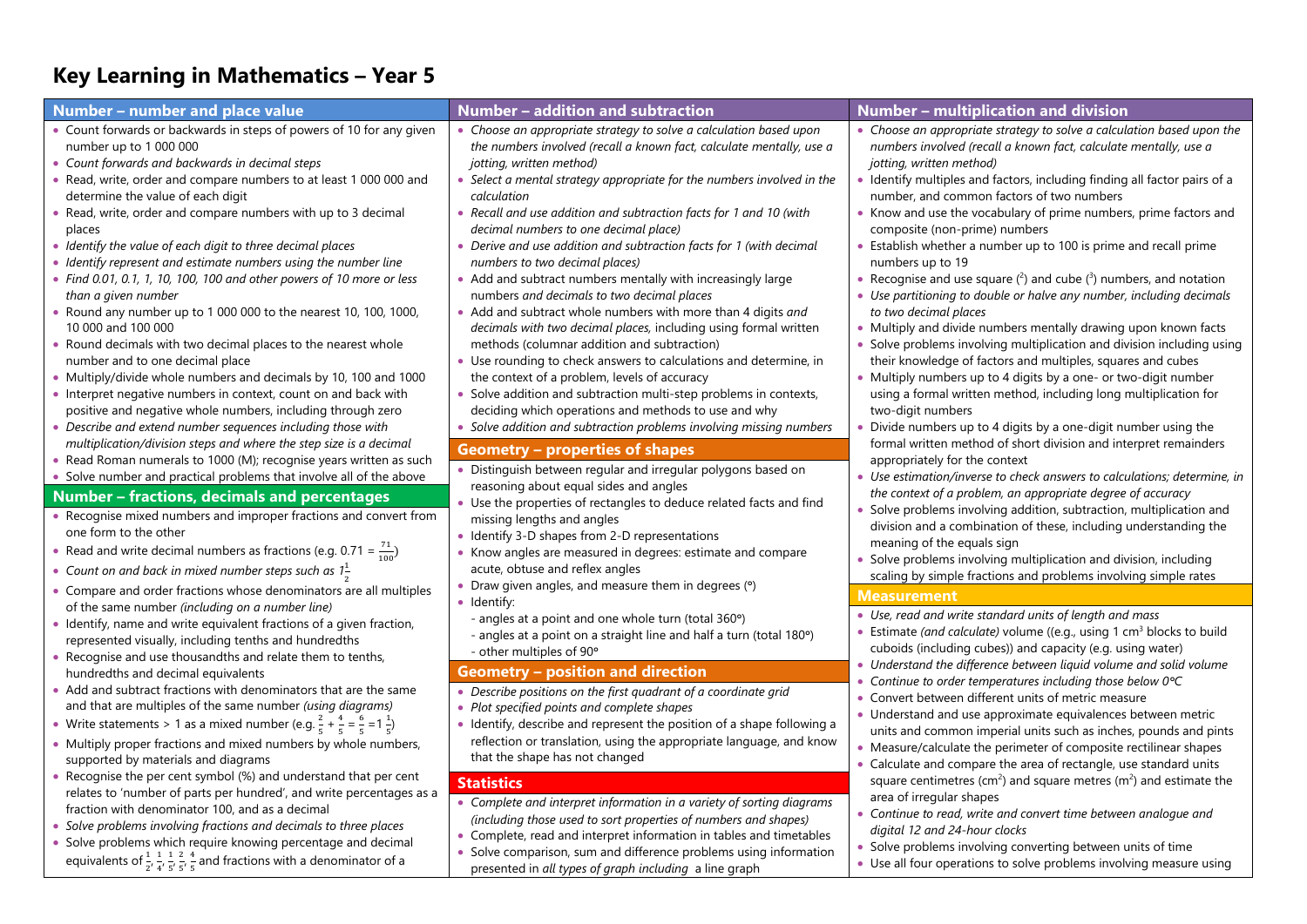# Key Learning in Mathematics – Year 5

## Number – number and place value

- Count forwards or backwards in steps of powers of 10 for any given number up to 1 000 000
- *Count forwards and backwards in decimal steps*
- Read, write, order and compare numbers to at least 1 000 000 and determine the value of each digit
- Read, write, order and compare numbers with up to 3 decimal places
- *Identify the value of each digit to three decimal places*
- *Identify represent and estimate numbers using the number line*
- *Find 0.01, 0.1, 1, 10, 100, 100 and other powers of 10 more or less than a given number*
- Round any number up to 1 000 000 to the nearest 10, 100, 1000, 10 000 and 100 000
- Round decimals with two decimal places to the nearest whole number and to one decimal place
- Multiply/divide whole numbers and decimals by 10, 100 and 1000
- Interpret negative numbers in context, count on and back with positive and negative whole numbers, including through zero
- *Describe and extend number sequences including those with multiplication/division steps and where the step size is a decimal*
- Read Roman numerals to 1000 (M); recognise years written as such
- Solve number and practical problems that involve all of the above

## Number – fractions, decimals and percentages

- Recognise mixed numbers and improper fractions and convert from one form to the other
- Read and write decimal numbers as fractions (e.g. $0.71 = \frac{71}{100}$)
- *Count on and back in mixed number steps such as* $1\frac{1}{2}$
- Compare and order fractions whose denominators are all multiples of the same number *(including on a number line)*
- Identify, name and write equivalent fractions of a given fraction, represented visually, including tenths and hundredths
- Recognise and use thousandths and relate them to tenths, hundredths and decimal equivalents
- Add and subtract fractions with denominators that are the same and that are multiples of the same number *(using diagrams)*
- Write statements > 1 as a mixed number (e.g. $\frac{2}{5} + \frac{4}{5} = \frac{6}{5} = 1\frac{1}{5}$)
- Multiply proper fractions and mixed numbers by whole numbers, supported by materials and diagrams
- Recognise the per cent symbol (%) and understand that per cent relates to 'number of parts per hundred', and write percentages as a fraction with denominator 100, and as a decimal
- *Solve problems involving fractions and decimals to three places*
- Solve problems which require knowing percentage and decimal equivalents of $\frac{1}{2}, \frac{1}{4}, \frac{1}{5}, \frac{2}{5}, \frac{4}{5}$ and fractions with a denominator of a

## Number – addition and subtraction

- *Choose an appropriate strategy to solve a calculation based upon the numbers involved (recall a known fact, calculate mentally, use a jotting, written method)*
- *Select a mental strategy appropriate for the numbers involved in the calculation*
- *Recall and use addition and subtraction facts for 1 and 10 (with decimal numbers to one decimal place)*
- *Derive and use addition and subtraction facts for 1 (with decimal numbers to two decimal places)*
- Add and subtract numbers mentally with increasingly large numbers *and decimals to two decimal places*
- Add and subtract whole numbers with more than 4 digits *and decimals with two decimal places,* including using formal written methods (columnar addition and subtraction)
- Use rounding to check answers to calculations and determine, in the context of a problem, levels of accuracy
- Solve addition and subtraction multi-step problems in contexts, deciding which operations and methods to use and why
- *Solve addition and subtraction problems involving missing numbers*

## Geometry – properties of shapes

- Distinguish between regular and irregular polygons based on reasoning about equal sides and angles
- Use the properties of rectangles to deduce related facts and find missing lengths and angles
- Identify 3-D shapes from 2-D representations
- Know angles are measured in degrees: estimate and compare acute, obtuse and reflex angles
- Draw given angles, and measure them in degrees (°)
- Identify:
  - angles at a point and one whole turn (total 360°)
  - angles at a point on a straight line and half a turn (total 180°)
  - other multiples of 90°

## Geometry – position and direction

- *Describe positions on the first quadrant of a coordinate grid*
- *Plot specified points and complete shapes*
- Identify, describe and represent the position of a shape following a reflection or translation, using the appropriate language, and know that the shape has not changed

## Statistics

- *Complete and interpret information in a variety of sorting diagrams (including those used to sort properties of numbers and shapes)*
- Complete, read and interpret information in tables and timetables
- Solve comparison, sum and difference problems using information presented in *all types of graph including* a line graph

## Number – multiplication and division

- *Choose an appropriate strategy to solve a calculation based upon the numbers involved (recall a known fact, calculate mentally, use a jotting, written method)*
- Identify multiples and factors, including finding all factor pairs of a number, and common factors of two numbers
- Know and use the vocabulary of prime numbers, prime factors and composite (non-prime) numbers
- Establish whether a number up to 100 is prime and recall prime numbers up to 19
- Recognise and use square ($^2$) and cube ($^3$) numbers, and notation
- *Use partitioning to double or halve any number, including decimals to two decimal places*
- Multiply and divide numbers mentally drawing upon known facts
- Solve problems involving multiplication and division including using their knowledge of factors and multiples, squares and cubes
- Multiply numbers up to 4 digits by a one- or two-digit number using a formal written method, including long multiplication for two-digit numbers
- Divide numbers up to 4 digits by a one-digit number using the formal written method of short division and interpret remainders appropriately for the context
- *Use estimation/inverse to check answers to calculations; determine, in the context of a problem, an appropriate degree of accuracy*
- Solve problems involving addition, subtraction, multiplication and division and a combination of these, including understanding the meaning of the equals sign
- Solve problems involving multiplication and division, including scaling by simple fractions and problems involving simple rates

## Measurement

- *Use, read and write standard units of length and mass*
- Estimate *(and calculate)* volume ((e.g., using 1 $cm^3$ blocks to build cuboids (including cubes)) and capacity (e.g. using water)
- *Understand the difference between liquid volume and solid volume*
- *Continue to order temperatures including those below 0°C*
- Convert between different units of metric measure
- Understand and use approximate equivalences between metric units and common imperial units such as inches, pounds and pints
- Measure/calculate the perimeter of composite rectilinear shapes
- Calculate and compare the area of rectangle, use standard units square centimetres ($cm^2$) and square metres ($m^2$) and estimate the area of irregular shapes
- *Continue to read, write and convert time between analogue and digital 12 and 24-hour clocks*
- Solve problems involving converting between units of time
- Use all four operations to solve problems involving measure using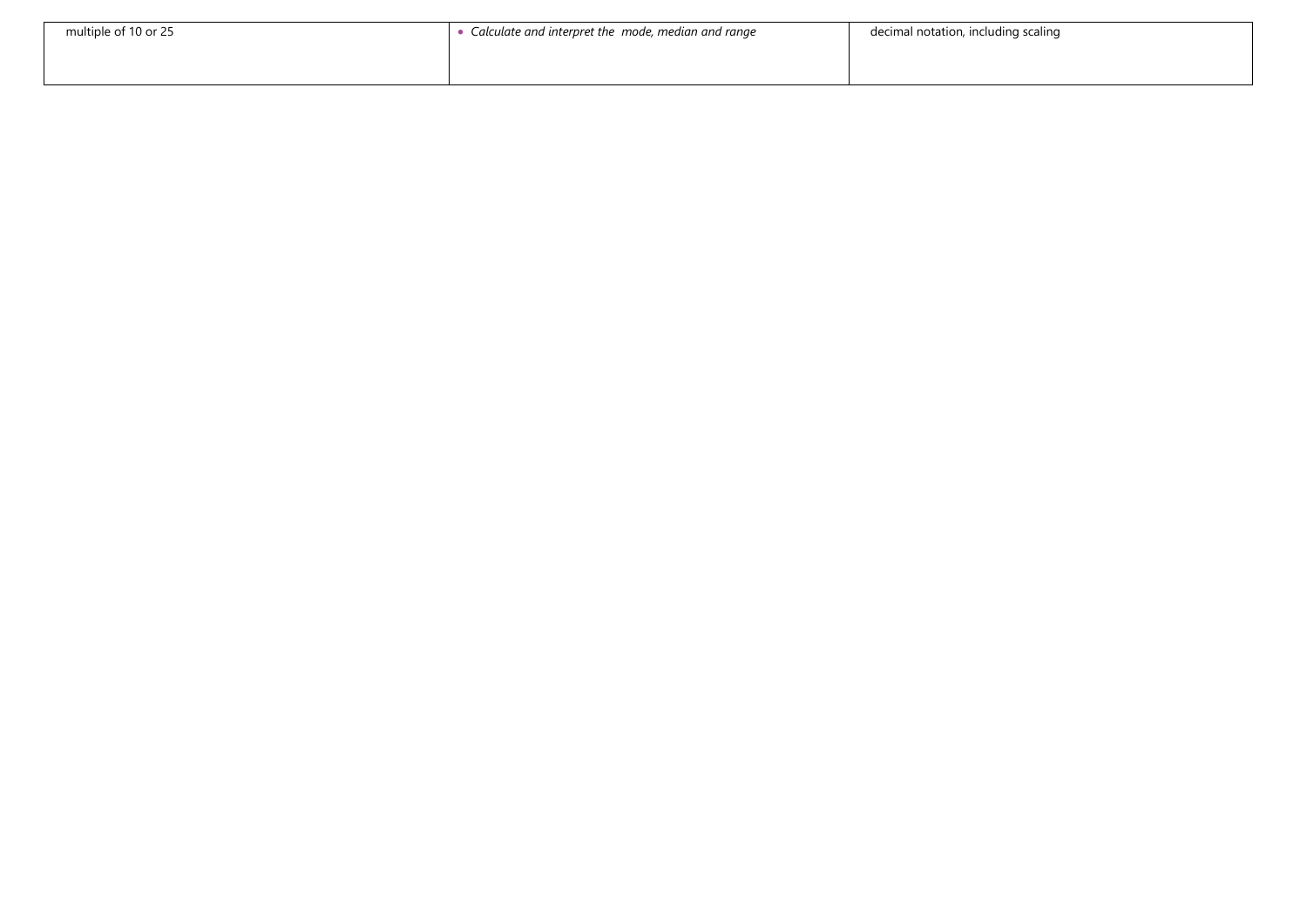| | | |
|---|---|---|
| multiple of 10 or 25 | • *Calculate and interpret the mode, median and range* | decimal notation, including scaling |